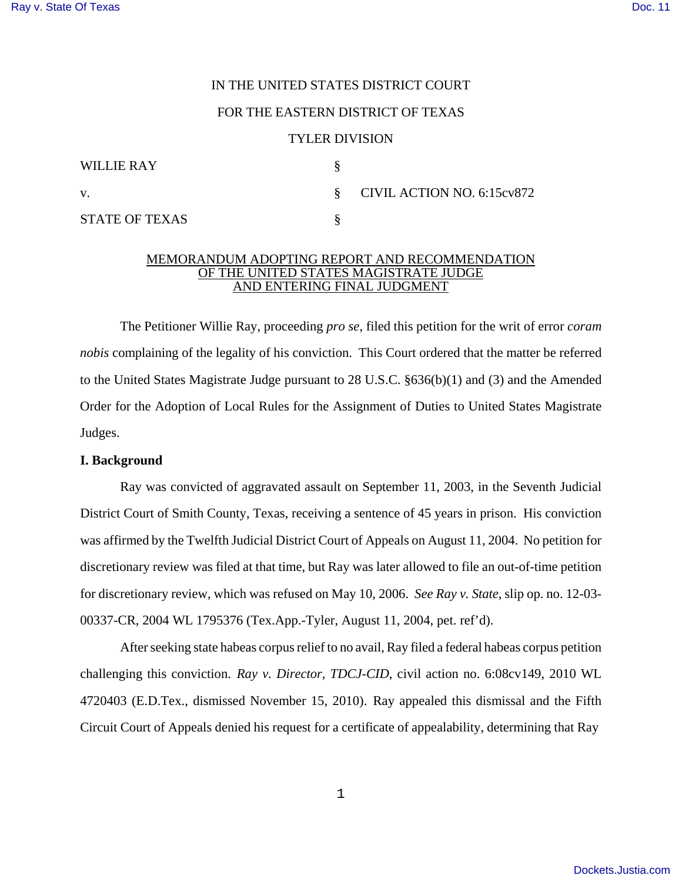IN THE UNITED STATES DISTRICT COURT

FOR THE EASTERN DISTRICT OF TEXAS

TYLER DIVISION

| | | |
|---|---|---|
| WILLIE RAY | § | |
| v. | § | CIVIL ACTION NO. 6:15cv872 |
| STATE OF TEXAS | § | |

MEMORANDUM ADOPTING REPORT AND RECOMMENDATION OF THE UNITED STATES MAGISTRATE JUDGE AND ENTERING FINAL JUDGMENT

The Petitioner Willie Ray, proceeding *pro se*, filed this petition for the writ of error *coram nobis* complaining of the legality of his conviction. This Court ordered that the matter be referred to the United States Magistrate Judge pursuant to 28 U.S.C. §636(b)(1) and (3) and the Amended Order for the Adoption of Local Rules for the Assignment of Duties to United States Magistrate Judges.

**I. Background**

Ray was convicted of aggravated assault on September 11, 2003, in the Seventh Judicial District Court of Smith County, Texas, receiving a sentence of 45 years in prison. His conviction was affirmed by the Twelfth Judicial District Court of Appeals on August 11, 2004. No petition for discretionary review was filed at that time, but Ray was later allowed to file an out-of-time petition for discretionary review, which was refused on May 10, 2006. *See Ray v. State*, slip op. no. 12-03-00337-CR, 2004 WL 1795376 (Tex.App.-Tyler, August 11, 2004, pet. ref'd).

After seeking state habeas corpus relief to no avail, Ray filed a federal habeas corpus petition challenging this conviction. *Ray v. Director, TDCJ-CID*, civil action no. 6:08cv149, 2010 WL 4720403 (E.D.Tex., dismissed November 15, 2010). Ray appealed this dismissal and the Fifth Circuit Court of Appeals denied his request for a certificate of appealability, determining that Ray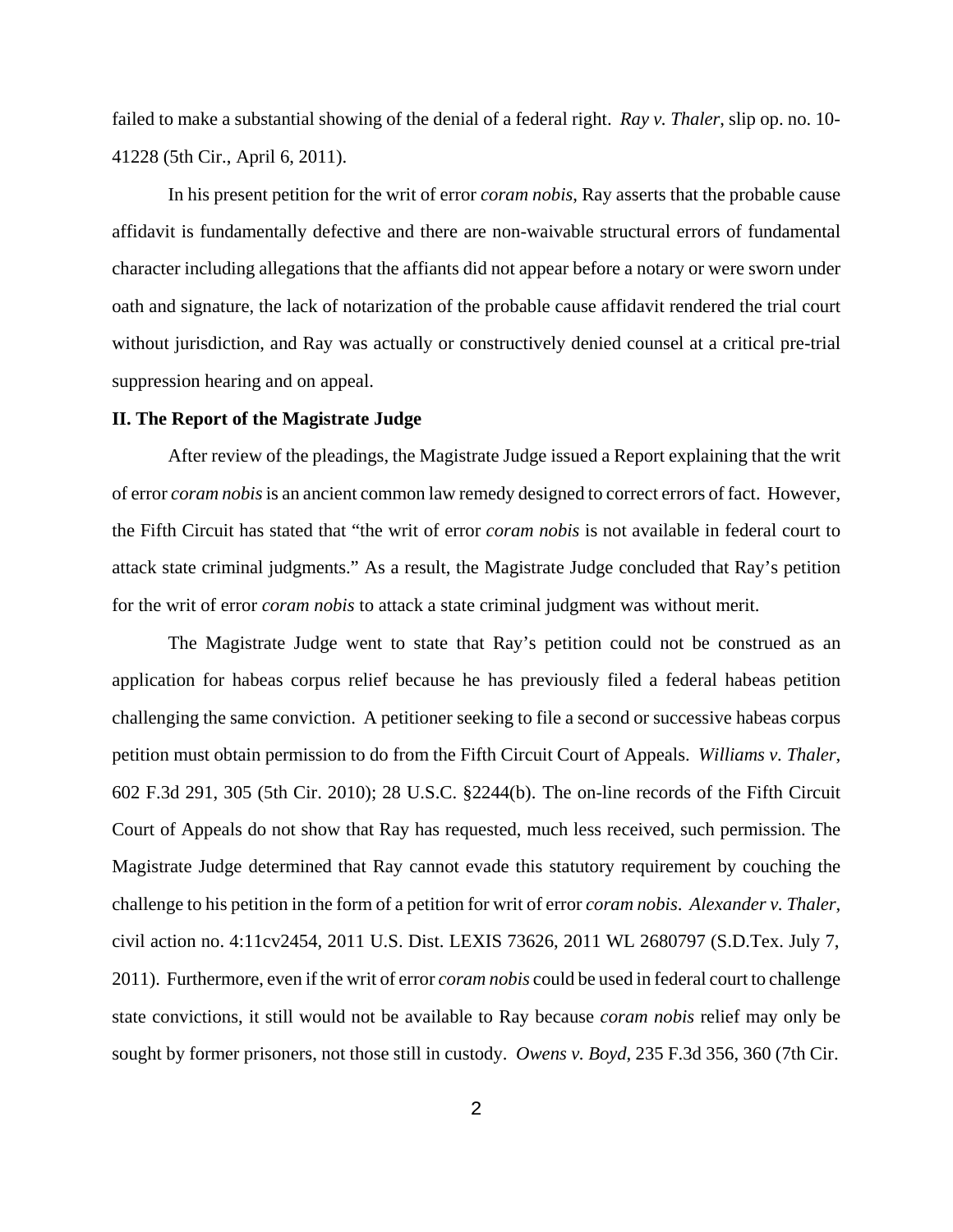failed to make a substantial showing of the denial of a federal right. *Ray v. Thaler*, slip op. no. 10-41228 (5th Cir., April 6, 2011).

In his present petition for the writ of error *coram nobis*, Ray asserts that the probable cause affidavit is fundamentally defective and there are non-waivable structural errors of fundamental character including allegations that the affiants did not appear before a notary or were sworn under oath and signature, the lack of notarization of the probable cause affidavit rendered the trial court without jurisdiction, and Ray was actually or constructively denied counsel at a critical pre-trial suppression hearing and on appeal.

**II. The Report of the Magistrate Judge**

After review of the pleadings, the Magistrate Judge issued a Report explaining that the writ of error *coram nobis* is an ancient common law remedy designed to correct errors of fact. However, the Fifth Circuit has stated that "the writ of error *coram nobis* is not available in federal court to attack state criminal judgments." As a result, the Magistrate Judge concluded that Ray's petition for the writ of error *coram nobis* to attack a state criminal judgment was without merit.

The Magistrate Judge went to state that Ray's petition could not be construed as an application for habeas corpus relief because he has previously filed a federal habeas petition challenging the same conviction. A petitioner seeking to file a second or successive habeas corpus petition must obtain permission to do from the Fifth Circuit Court of Appeals. *Williams v. Thaler*, 602 F.3d 291, 305 (5th Cir. 2010); 28 U.S.C. §2244(b). The on-line records of the Fifth Circuit Court of Appeals do not show that Ray has requested, much less received, such permission. The Magistrate Judge determined that Ray cannot evade this statutory requirement by couching the challenge to his petition in the form of a petition for writ of error *coram nobis*. *Alexander v. Thaler*, civil action no. 4:11cv2454, 2011 U.S. Dist. LEXIS 73626, 2011 WL 2680797 (S.D.Tex. July 7, 2011). Furthermore, even if the writ of error *coram nobis* could be used in federal court to challenge state convictions, it still would not be available to Ray because *coram nobis* relief may only be sought by former prisoners, not those still in custody. *Owens v. Boyd*, 235 F.3d 356, 360 (7th Cir.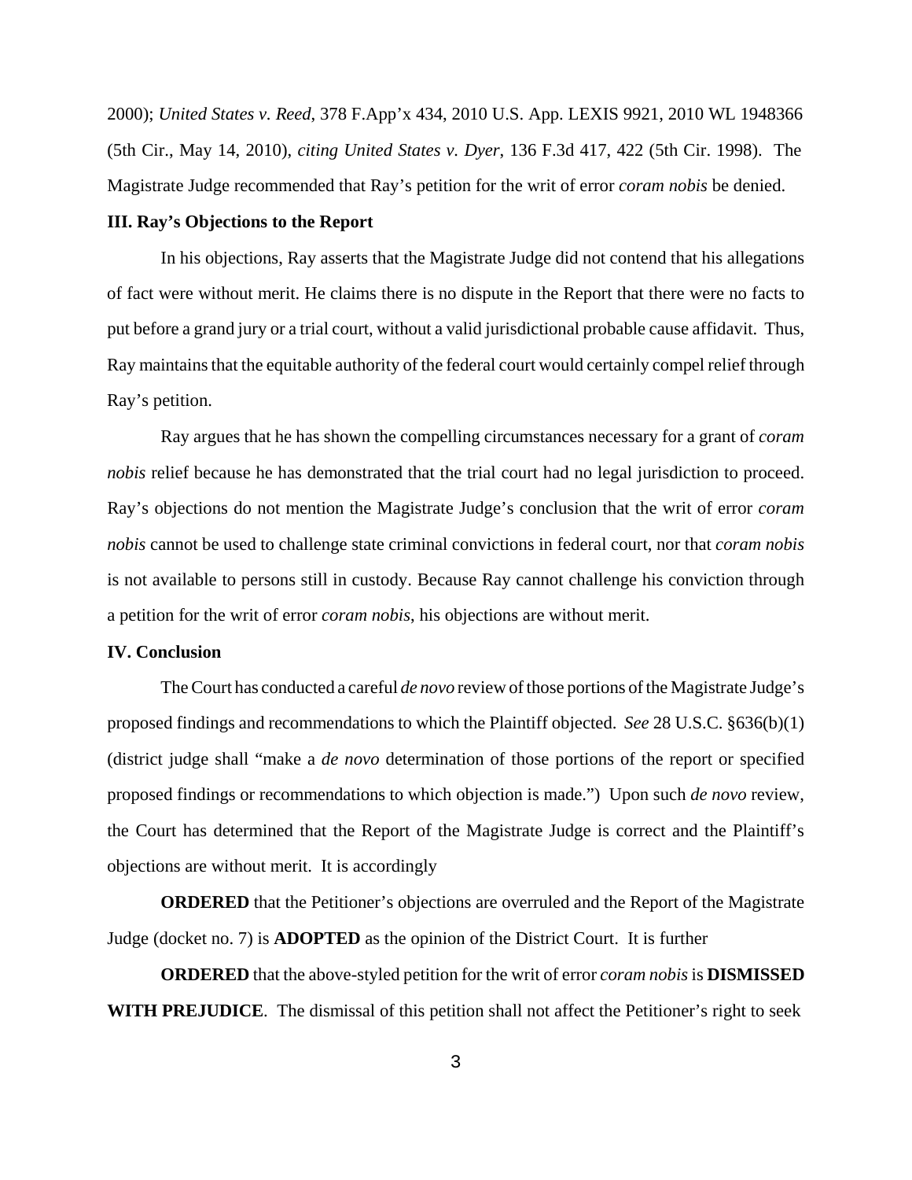2000); *United States v. Reed*, 378 F.App'x 434, 2010 U.S. App. LEXIS 9921, 2010 WL 1948366 (5th Cir., May 14, 2010), *citing United States v. Dyer*, 136 F.3d 417, 422 (5th Cir. 1998). The Magistrate Judge recommended that Ray's petition for the writ of error *coram nobis* be denied.

### III. Ray's Objections to the Report

In his objections, Ray asserts that the Magistrate Judge did not contend that his allegations of fact were without merit. He claims there is no dispute in the Report that there were no facts to put before a grand jury or a trial court, without a valid jurisdictional probable cause affidavit. Thus, Ray maintains that the equitable authority of the federal court would certainly compel relief through Ray's petition.

Ray argues that he has shown the compelling circumstances necessary for a grant of *coram nobis* relief because he has demonstrated that the trial court had no legal jurisdiction to proceed. Ray's objections do not mention the Magistrate Judge's conclusion that the writ of error *coram nobis* cannot be used to challenge state criminal convictions in federal court, nor that *coram nobis* is not available to persons still in custody. Because Ray cannot challenge his conviction through a petition for the writ of error *coram nobis*, his objections are without merit.

### IV. Conclusion

The Court has conducted a careful *de novo* review of those portions of the Magistrate Judge's proposed findings and recommendations to which the Plaintiff objected. *See* 28 U.S.C. §636(b)(1) (district judge shall "make a *de novo* determination of those portions of the report or specified proposed findings or recommendations to which objection is made.") Upon such *de novo* review, the Court has determined that the Report of the Magistrate Judge is correct and the Plaintiff's objections are without merit. It is accordingly

**ORDERED** that the Petitioner's objections are overruled and the Report of the Magistrate Judge (docket no. 7) is **ADOPTED** as the opinion of the District Court. It is further

**ORDERED** that the above-styled petition for the writ of error *coram nobis* is **DISMISSED WITH PREJUDICE**. The dismissal of this petition shall not affect the Petitioner's right to seek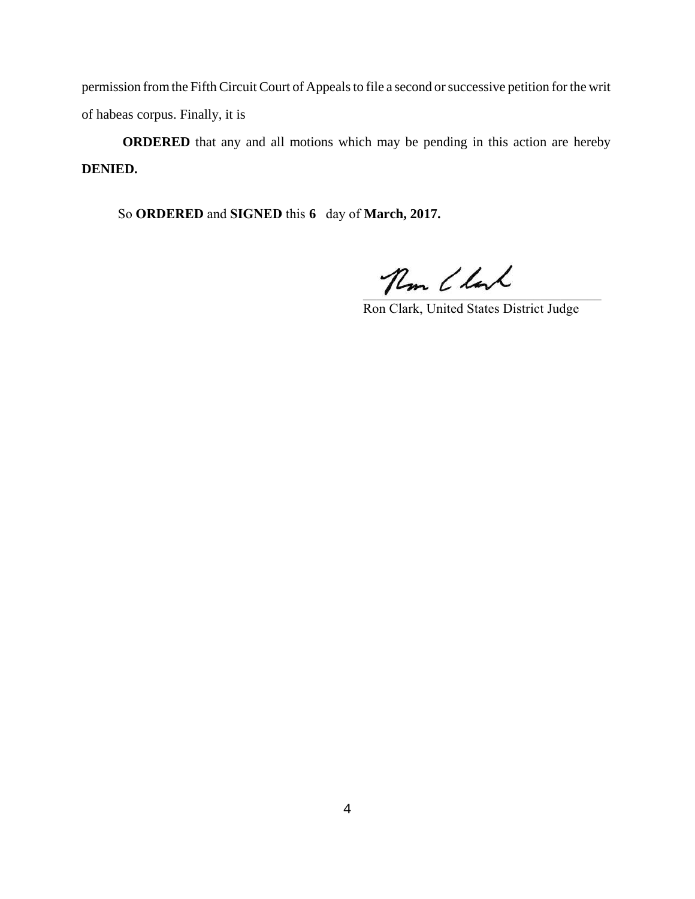permission from the Fifth Circuit Court of Appeals to file a second or successive petition for the writ of habeas corpus. Finally, it is

**ORDERED** that any and all motions which may be pending in this action are hereby **DENIED.**

So **ORDERED** and **SIGNED** this **6** day of **March, 2017.**

Ron Clark, United States District Judge